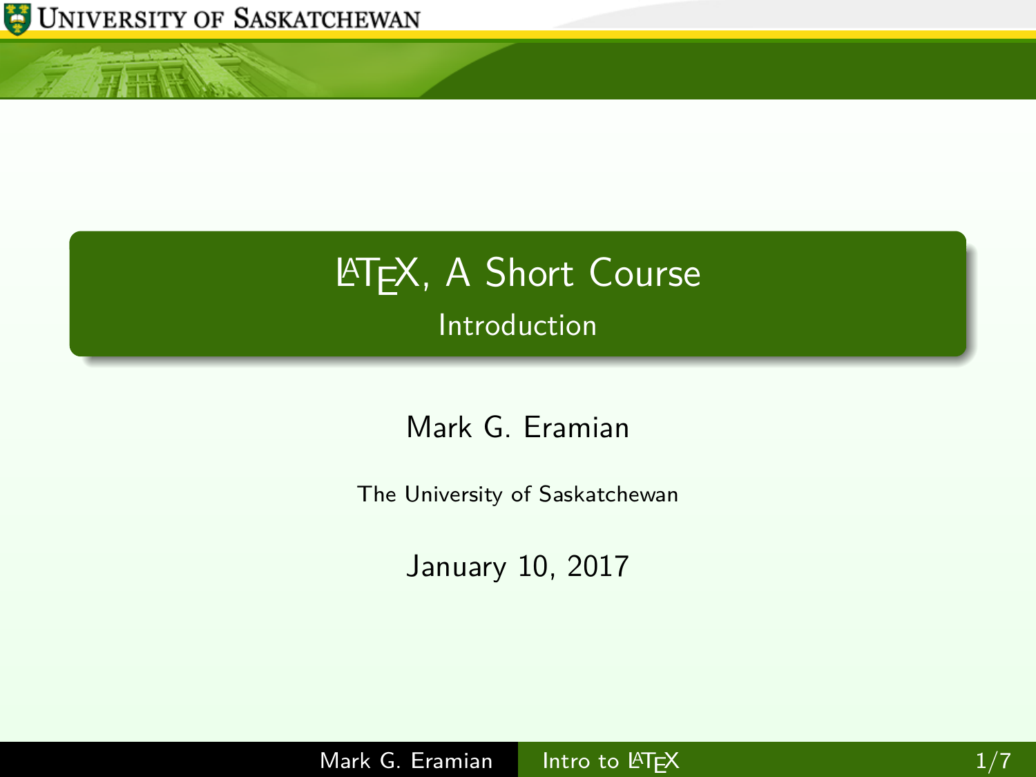# LaTeX, A Short Course

## Introduction

Mark G. Eramian

The University of Saskatchewan

January 10, 2017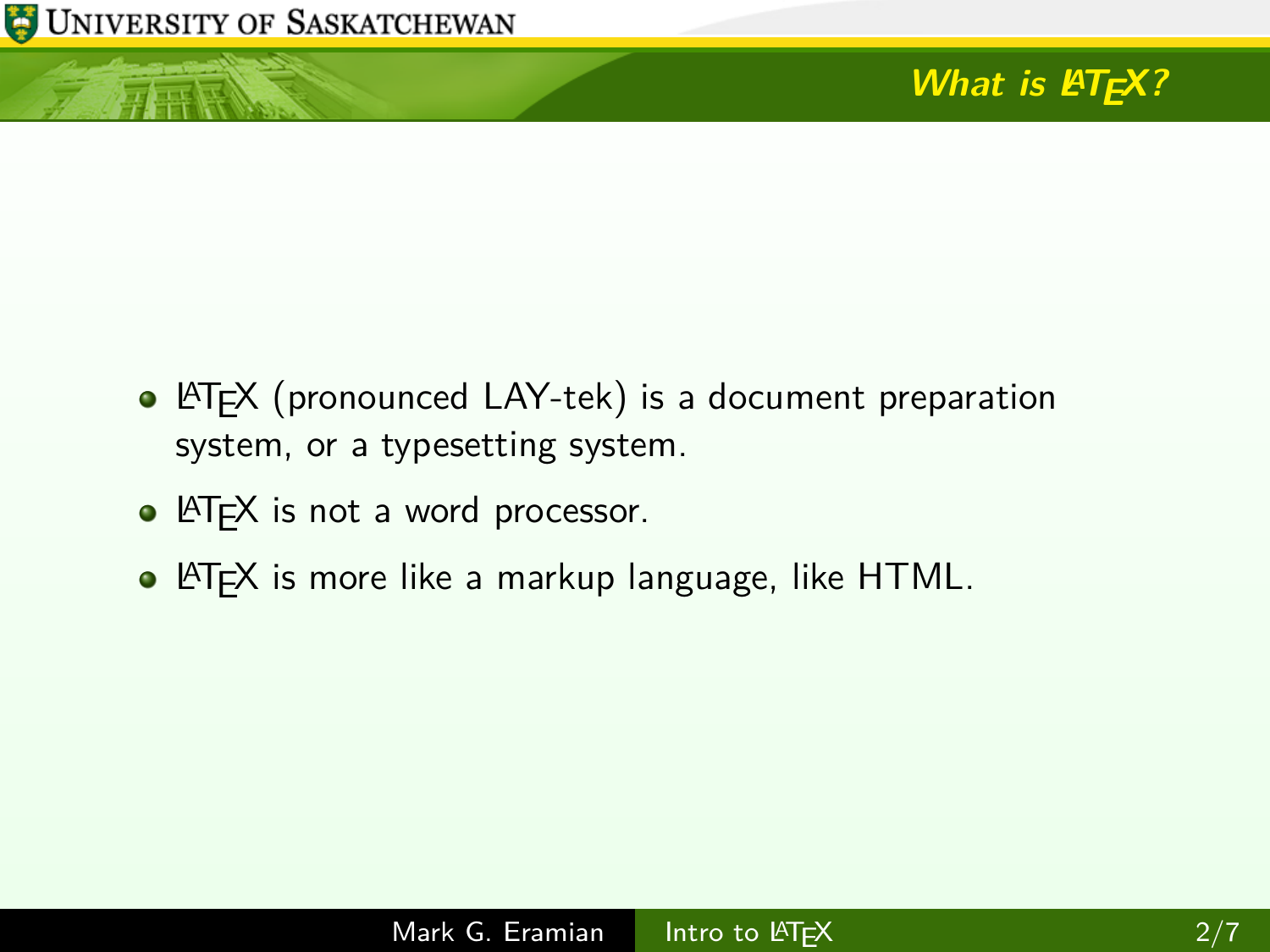## What is LaTeX?

- LaTeX (pronounced LAY-tek) is a document preparation system, or a typesetting system.
- LaTeX is not a word processor.
- LaTeX is more like a markup language, like HTML.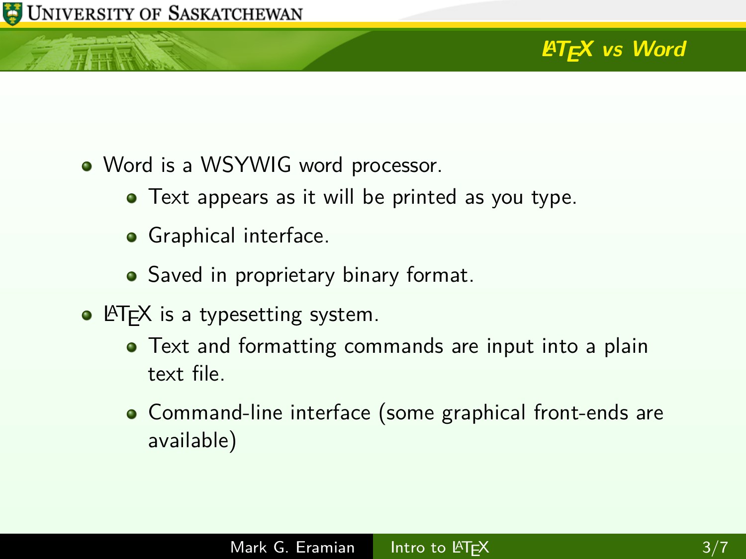## LaTeX vs Word

- Word is a WSYWIG word processor.
  - Text appears as it will be printed as you type.
  - Graphical interface.
  - Saved in proprietary binary format.
- LaTeX is a typesetting system.
  - Text and formatting commands are input into a plain text file.
  - Command-line interface (some graphical front-ends are available)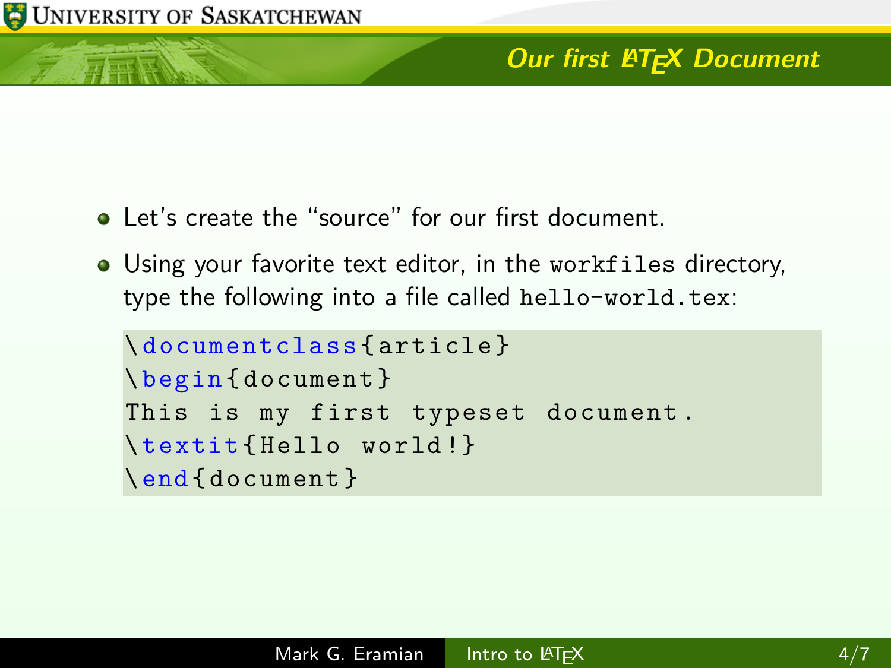## Our first LaTeX Document

- Let's create the "source" for our first document.
- Using your favorite text editor, in the `workfiles` directory, type the following into a file called `hello-world.tex`:

```
\documentclass{article}
\begin{document}
This is my first typeset document.
\textit{Hello world!}
\end{document}
```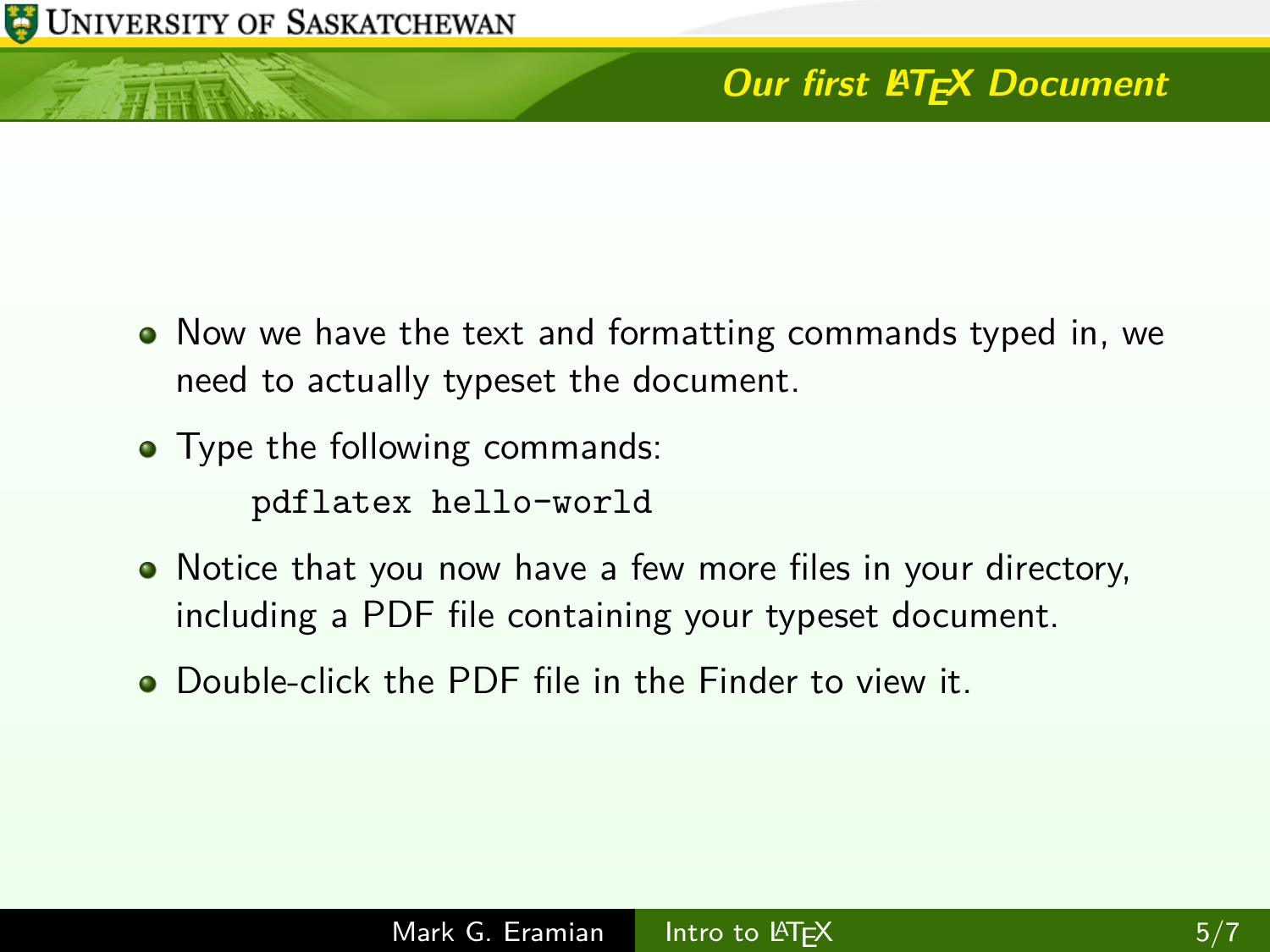## Our first LaTeX Document

- Now we have the text and formatting commands typed in, we need to actually typeset the document.
- Type the following commands:

```
pdflatex hello-world
```

- Notice that you now have a few more files in your directory, including a PDF file containing your typeset document.
- Double-click the PDF file in the Finder to view it.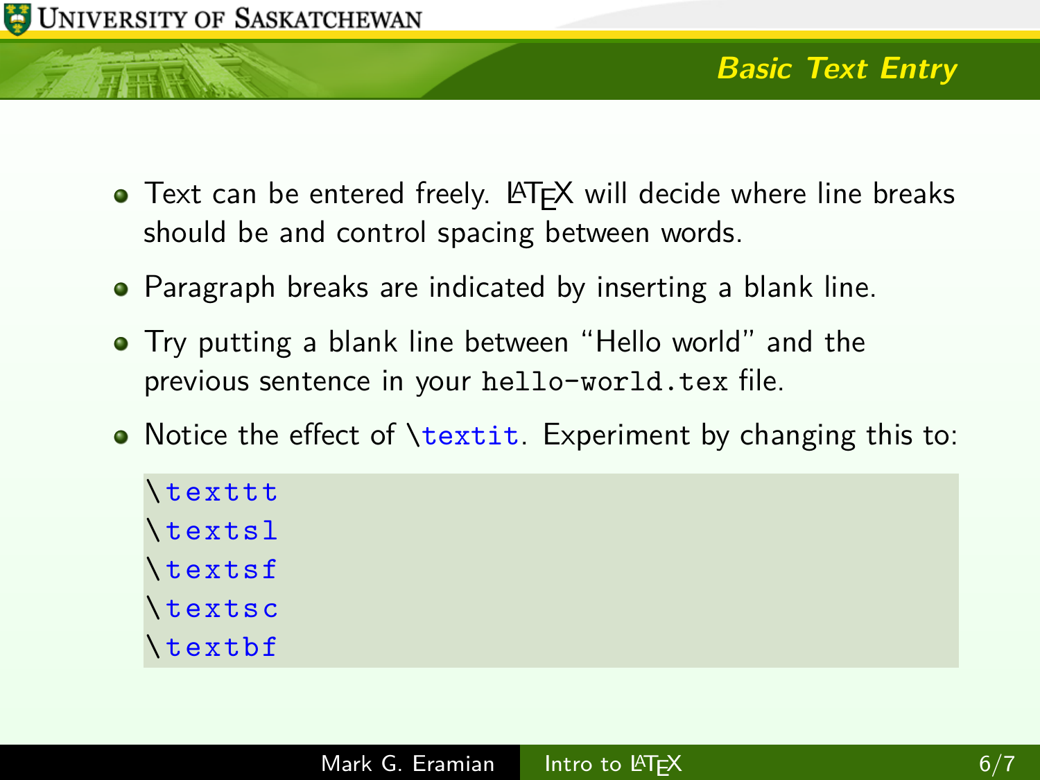## Basic Text Entry

- Text can be entered freely. LaTeX will decide where line breaks should be and control spacing between words.
- Paragraph breaks are indicated by inserting a blank line.
- Try putting a blank line between "Hello world" and the previous sentence in your `hello-world.tex` file.
- Notice the effect of `\textit`. Experiment by changing this to:

```
\texttt
\textsl
\textsf
\textsc
\textbf
```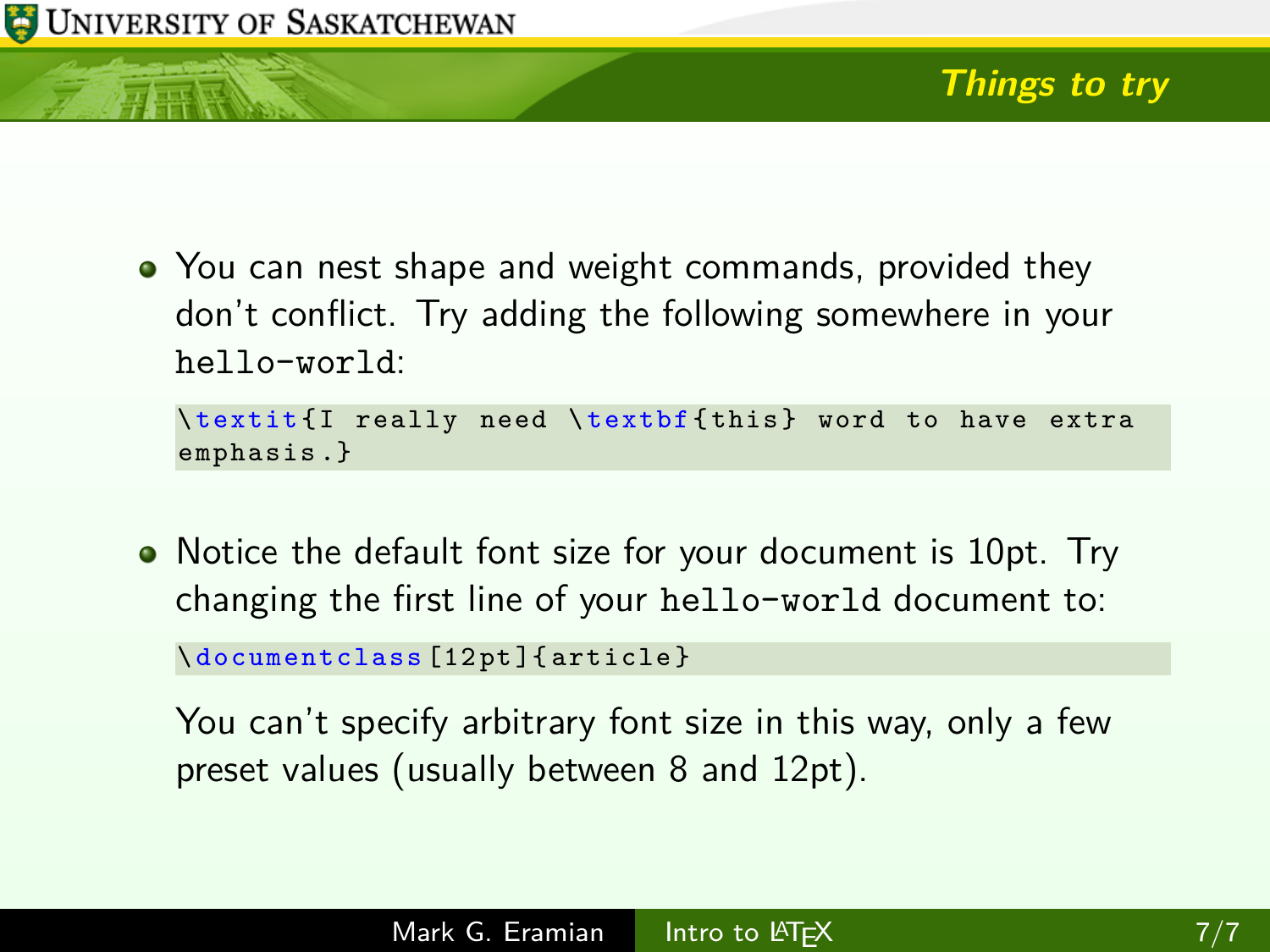## Things to try

- You can nest shape and weight commands, provided they don't conflict. Try adding the following somewhere in your `hello-world`:

```
\textit{I really need \textbf{this} word to have extra
emphasis.}
```

- Notice the default font size for your document is 10pt. Try changing the first line of your `hello-world` document to:

```
\documentclass[12pt]{article}
```

  You can't specify arbitrary font size in this way, only a few preset values (usually between 8 and 12pt).